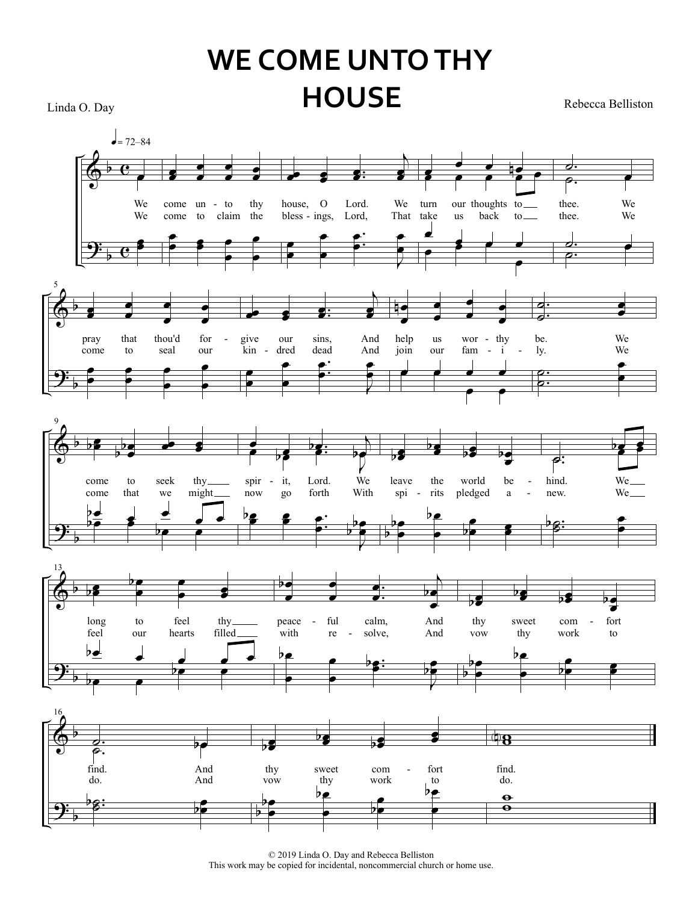# WE COME UNTO THY HOUSE

Linda O. Day

Rebecca Belliston

♩ = 72–84

We come un - to thy house, O Lord. We turn our thoughts to thee. We pray that thou'd for - give our sins, And help us wor - thy be. We come to seek thy spir - it, Lord. We leave the world be - hind. We long to feel thy peace - ful calm, And thy sweet com - fort find. And thy sweet com - fort find.

We come to claim the bless - ings, Lord, That take us back to thee. We come to seal our kin - dred dead And join our fam - i - ly. We come that we might now go forth With spi - rits pledged a - new. We feel our hearts filled with re - solve, And vow thy work to do. And vow thy work to do.

© 2019 Linda O. Day and Rebecca Belliston
This work may be copied for incidental, noncommercial church or home use.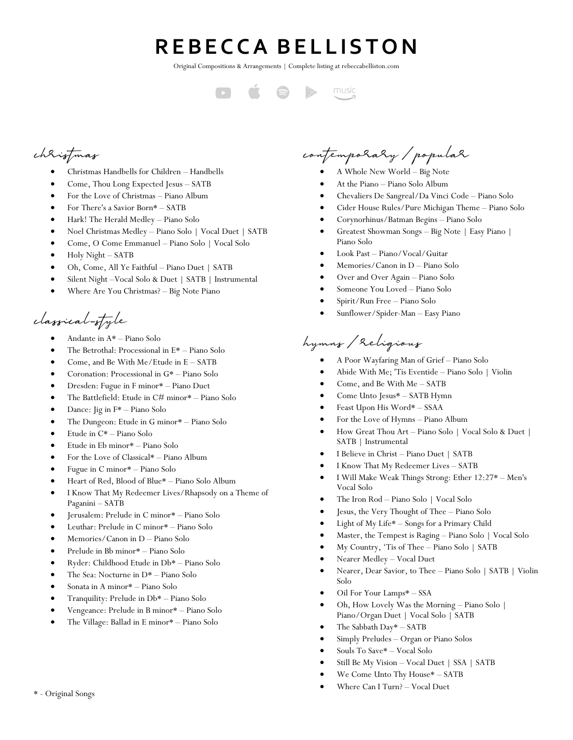# REBECCA BELLISTON

Original Compositions & Arrangements | Complete listing at rebeccabelliston.com

## christmas

- Christmas Handbells for Children – Handbells
- Come, Thou Long Expected Jesus – SATB
- For the Love of Christmas – Piano Album
- For There's a Savior Born* – SATB
- Hark! The Herald Medley – Piano Solo
- Noel Christmas Medley – Piano Solo | Vocal Duet | SATB
- Come, O Come Emmanuel – Piano Solo | Vocal Solo
- Holy Night – SATB
- Oh, Come, All Ye Faithful – Piano Duet | SATB
- Silent Night –Vocal Solo & Duet | SATB | Instrumental
- Where Are You Christmas? – Big Note Piano

## classical-style

- Andante in A* – Piano Solo
- The Betrothal: Processional in E* – Piano Solo
- Come, and Be With Me/Etude in E – SATB
- Coronation: Processional in G* – Piano Solo
- Dresden: Fugue in F minor* – Piano Duet
- The Battlefield: Etude in C# minor* – Piano Solo
- Dance: Jig in F* – Piano Solo
- The Dungeon: Etude in G minor* – Piano Solo
- Etude in C* – Piano Solo
- Etude in Eb minor* – Piano Solo
- For the Love of Classical* – Piano Album
- Fugue in C minor* – Piano Solo
- Heart of Red, Blood of Blue* – Piano Solo Album
- I Know That My Redeemer Lives/Rhapsody on a Theme of Paganini – SATB
- Jerusalem: Prelude in C minor* – Piano Solo
- Leuthar: Prelude in C minor* – Piano Solo
- Memories/Canon in D – Piano Solo
- Prelude in Bb minor* – Piano Solo
- Ryder: Childhood Etude in Db* – Piano Solo
- The Sea: Nocturne in D* – Piano Solo
- Sonata in A minor* – Piano Solo
- Tranquility: Prelude in Db* – Piano Solo
- Vengeance: Prelude in B minor* – Piano Solo
- The Village: Ballad in E minor* – Piano Solo

## contemporary / popular

- A Whole New World – Big Note
- At the Piano – Piano Solo Album
- Chevaliers De Sangreal/Da Vinci Code – Piano Solo
- Cider House Rules/Pure Michigan Theme – Piano Solo
- Corynorhinus/Batman Begins – Piano Solo
- Greatest Showman Songs – Big Note | Easy Piano | Piano Solo
- Look Past – Piano/Vocal/Guitar
- Memories/Canon in D – Piano Solo
- Over and Over Again – Piano Solo
- Someone You Loved – Piano Solo
- Spirit/Run Free – Piano Solo
- Sunflower/Spider-Man – Easy Piano

## hymns / religious

- A Poor Wayfaring Man of Grief – Piano Solo
- Abide With Me; 'Tis Eventide – Piano Solo | Violin
- Come, and Be With Me – SATB
- Come Unto Jesus* – SATB Hymn
- Feast Upon His Word* – SSAA
- For the Love of Hymns – Piano Album
- How Great Thou Art – Piano Solo | Vocal Solo & Duet | SATB | Instrumental
- I Believe in Christ – Piano Duet | SATB
- I Know That My Redeemer Lives – SATB
- I Will Make Weak Things Strong: Ether 12:27* – Men's Vocal Solo
- The Iron Rod – Piano Solo | Vocal Solo
- Jesus, the Very Thought of Thee – Piano Solo
- Light of My Life* – Songs for a Primary Child
- Master, the Tempest is Raging – Piano Solo | Vocal Solo
- My Country, 'Tis of Thee – Piano Solo | SATB
- Nearer Medley – Vocal Duet
- Nearer, Dear Savior, to Thee – Piano Solo | SATB | Violin Solo
- Oil For Your Lamps* – SSA
- Oh, How Lovely Was the Morning – Piano Solo | Piano/Organ Duet | Vocal Solo | SATB
- The Sabbath Day* – SATB
- Simply Preludes – Organ or Piano Solos
- Souls To Save* – Vocal Solo
- Still Be My Vision – Vocal Duet | SSA | SATB
- We Come Unto Thy House* – SATB
- Where Can I Turn? – Vocal Duet

* - Original Songs